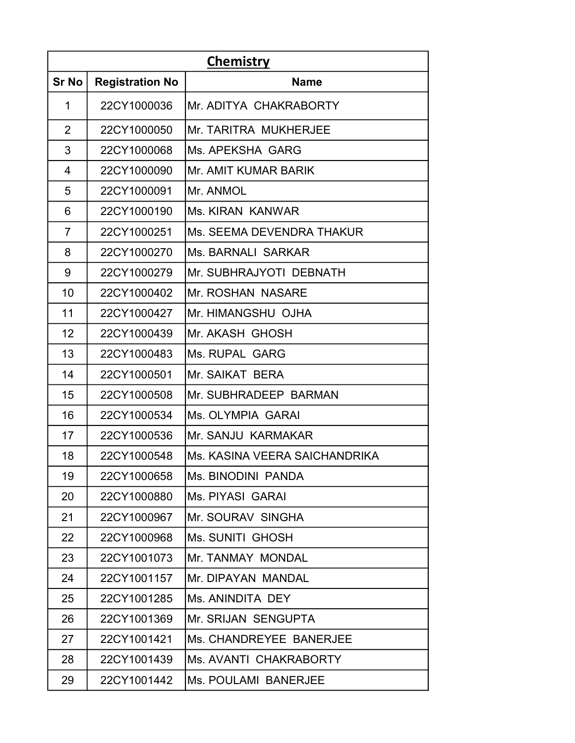## Chemistry

| Sr No | Registration No | Name |
|---|---|---|
| 1 | 22CY1000036 | Mr. ADITYA CHAKRABORTY |
| 2 | 22CY1000050 | Mr. TARITRA MUKHERJEE |
| 3 | 22CY1000068 | Ms. APEKSHA GARG |
| 4 | 22CY1000090 | Mr. AMIT KUMAR BARIK |
| 5 | 22CY1000091 | Mr. ANMOL |
| 6 | 22CY1000190 | Ms. KIRAN KANWAR |
| 7 | 22CY1000251 | Ms. SEEMA DEVENDRA THAKUR |
| 8 | 22CY1000270 | Ms. BARNALI SARKAR |
| 9 | 22CY1000279 | Mr. SUBHRAJYOTI DEBNATH |
| 10 | 22CY1000402 | Mr. ROSHAN NASARE |
| 11 | 22CY1000427 | Mr. HIMANGSHU OJHA |
| 12 | 22CY1000439 | Mr. AKASH GHOSH |
| 13 | 22CY1000483 | Ms. RUPAL GARG |
| 14 | 22CY1000501 | Mr. SAIKAT BERA |
| 15 | 22CY1000508 | Mr. SUBHRADEEP BARMAN |
| 16 | 22CY1000534 | Ms. OLYMPIA GARAI |
| 17 | 22CY1000536 | Mr. SANJU KARMAKAR |
| 18 | 22CY1000548 | Ms. KASINA VEERA SAICHANDRIKA |
| 19 | 22CY1000658 | Ms. BINODINI PANDA |
| 20 | 22CY1000880 | Ms. PIYASI GARAI |
| 21 | 22CY1000967 | Mr. SOURAV SINGHA |
| 22 | 22CY1000968 | Ms. SUNITI GHOSH |
| 23 | 22CY1001073 | Mr. TANMAY MONDAL |
| 24 | 22CY1001157 | Mr. DIPAYAN MANDAL |
| 25 | 22CY1001285 | Ms. ANINDITA DEY |
| 26 | 22CY1001369 | Mr. SRIJAN SENGUPTA |
| 27 | 22CY1001421 | Ms. CHANDREYEE BANERJEE |
| 28 | 22CY1001439 | Ms. AVANTI CHAKRABORTY |
| 29 | 22CY1001442 | Ms. POULAMI BANERJEE |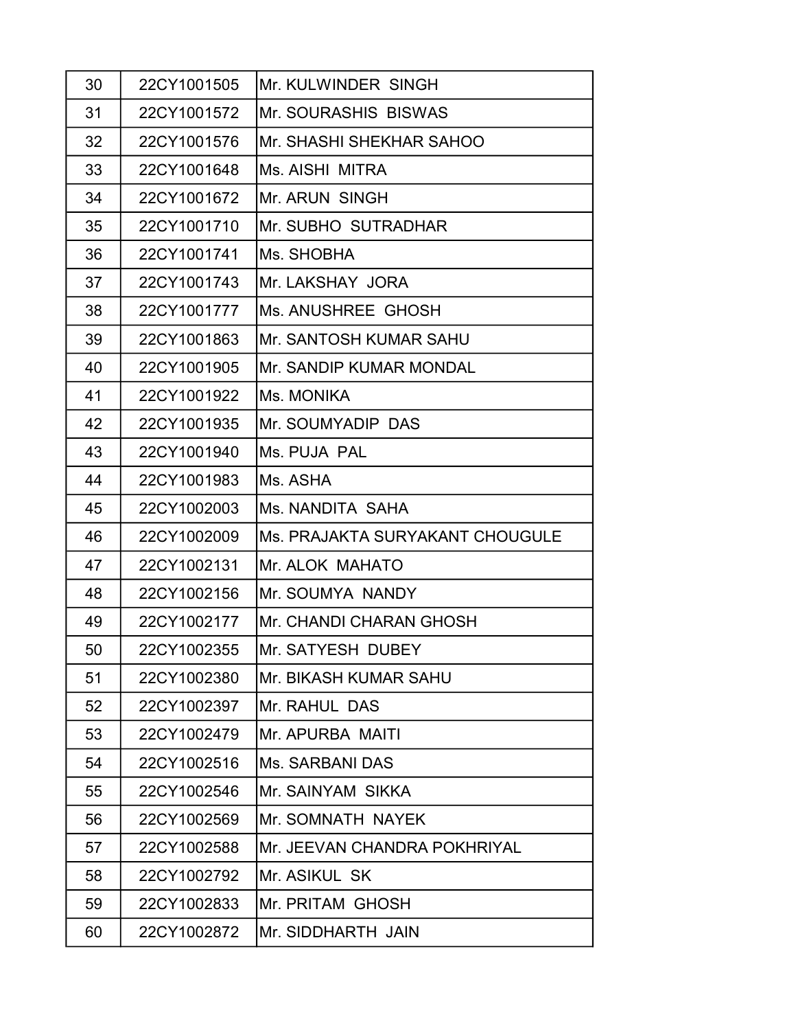| 30 | 22CY1001505 | Mr. KULWINDER  SINGH |
| --- | --- | --- |
| 31 | 22CY1001572 | Mr. SOURASHIS  BISWAS |
| 32 | 22CY1001576 | Mr. SHASHI SHEKHAR SAHOO |
| 33 | 22CY1001648 | Ms. AISHI  MITRA |
| 34 | 22CY1001672 | Mr. ARUN  SINGH |
| 35 | 22CY1001710 | Mr. SUBHO  SUTRADHAR |
| 36 | 22CY1001741 | Ms. SHOBHA |
| 37 | 22CY1001743 | Mr. LAKSHAY  JORA |
| 38 | 22CY1001777 | Ms. ANUSHREE  GHOSH |
| 39 | 22CY1001863 | Mr. SANTOSH KUMAR SAHU |
| 40 | 22CY1001905 | Mr. SANDIP KUMAR MONDAL |
| 41 | 22CY1001922 | Ms. MONIKA |
| 42 | 22CY1001935 | Mr. SOUMYADIP  DAS |
| 43 | 22CY1001940 | Ms. PUJA  PAL |
| 44 | 22CY1001983 | Ms. ASHA |
| 45 | 22CY1002003 | Ms. NANDITA  SAHA |
| 46 | 22CY1002009 | Ms. PRAJAKTA SURYAKANT CHOUGULE |
| 47 | 22CY1002131 | Mr. ALOK  MAHATO |
| 48 | 22CY1002156 | Mr. SOUMYA  NANDY |
| 49 | 22CY1002177 | Mr. CHANDI CHARAN GHOSH |
| 50 | 22CY1002355 | Mr. SATYESH  DUBEY |
| 51 | 22CY1002380 | Mr. BIKASH KUMAR SAHU |
| 52 | 22CY1002397 | Mr. RAHUL  DAS |
| 53 | 22CY1002479 | Mr. APURBA  MAITI |
| 54 | 22CY1002516 | Ms. SARBANI DAS |
| 55 | 22CY1002546 | Mr. SAINYAM  SIKKA |
| 56 | 22CY1002569 | Mr. SOMNATH  NAYEK |
| 57 | 22CY1002588 | Mr. JEEVAN CHANDRA POKHRIYAL |
| 58 | 22CY1002792 | Mr. ASIKUL  SK |
| 59 | 22CY1002833 | Mr. PRITAM  GHOSH |
| 60 | 22CY1002872 | Mr. SIDDHARTH  JAIN |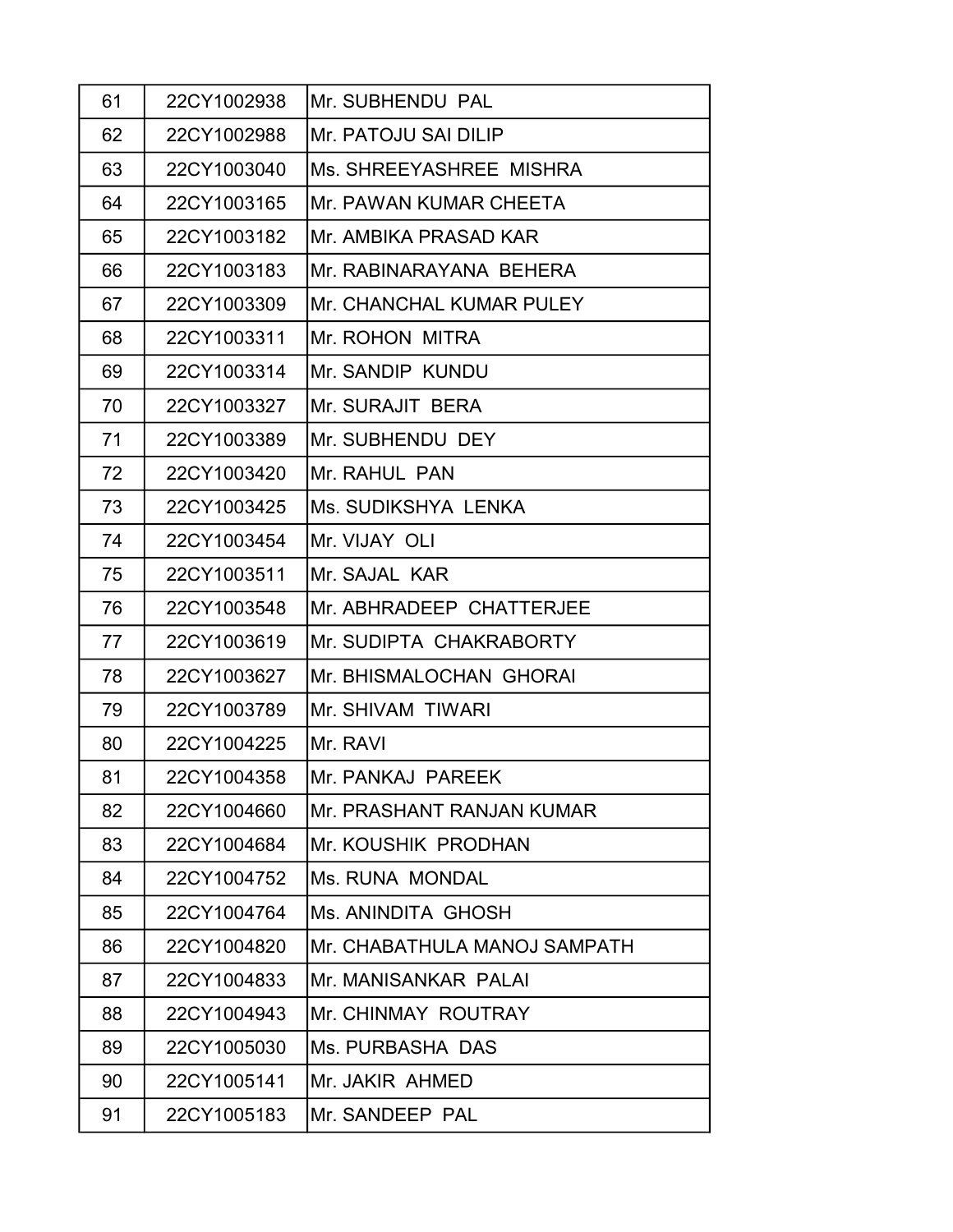| 61 | 22CY1002938 | Mr. SUBHENDU PAL |
|---|---|---|
| 62 | 22CY1002988 | Mr. PATOJU SAI DILIP |
| 63 | 22CY1003040 | Ms. SHREEYASHREE MISHRA |
| 64 | 22CY1003165 | Mr. PAWAN KUMAR CHEETA |
| 65 | 22CY1003182 | Mr. AMBIKA PRASAD KAR |
| 66 | 22CY1003183 | Mr. RABINARAYANA BEHERA |
| 67 | 22CY1003309 | Mr. CHANCHAL KUMAR PULEY |
| 68 | 22CY1003311 | Mr. ROHON MITRA |
| 69 | 22CY1003314 | Mr. SANDIP KUNDU |
| 70 | 22CY1003327 | Mr. SURAJIT BERA |
| 71 | 22CY1003389 | Mr. SUBHENDU DEY |
| 72 | 22CY1003420 | Mr. RAHUL PAN |
| 73 | 22CY1003425 | Ms. SUDIKSHYA LENKA |
| 74 | 22CY1003454 | Mr. VIJAY OLI |
| 75 | 22CY1003511 | Mr. SAJAL KAR |
| 76 | 22CY1003548 | Mr. ABHRADEEP CHATTERJEE |
| 77 | 22CY1003619 | Mr. SUDIPTA CHAKRABORTY |
| 78 | 22CY1003627 | Mr. BHISMALOCHAN GHORAI |
| 79 | 22CY1003789 | Mr. SHIVAM TIWARI |
| 80 | 22CY1004225 | Mr. RAVI |
| 81 | 22CY1004358 | Mr. PANKAJ PAREEK |
| 82 | 22CY1004660 | Mr. PRASHANT RANJAN KUMAR |
| 83 | 22CY1004684 | Mr. KOUSHIK PRODHAN |
| 84 | 22CY1004752 | Ms. RUNA MONDAL |
| 85 | 22CY1004764 | Ms. ANINDITA GHOSH |
| 86 | 22CY1004820 | Mr. CHABATHULA MANOJ SAMPATH |
| 87 | 22CY1004833 | Mr. MANISANKAR PALAI |
| 88 | 22CY1004943 | Mr. CHINMAY ROUTRAY |
| 89 | 22CY1005030 | Ms. PURBASHA DAS |
| 90 | 22CY1005141 | Mr. JAKIR AHMED |
| 91 | 22CY1005183 | Mr. SANDEEP PAL |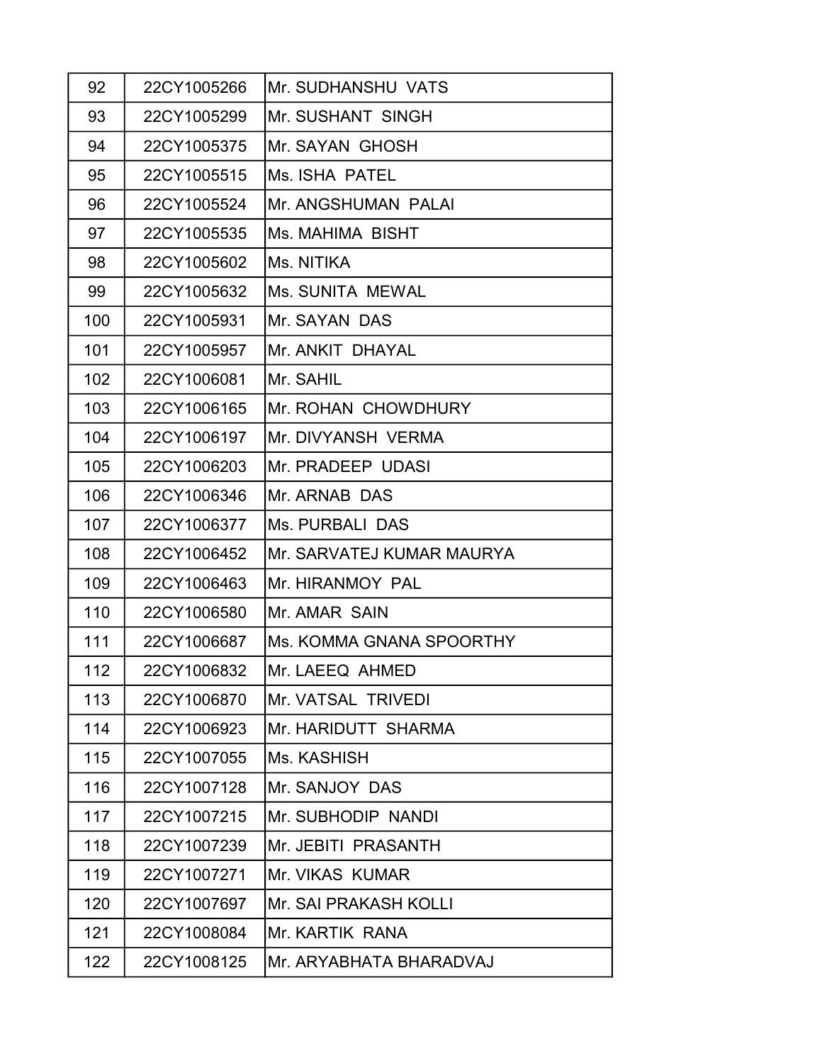| 92 | 22CY1005266 | Mr. SUDHANSHU  VATS |
|---|---|---|
| 93 | 22CY1005299 | Mr. SUSHANT  SINGH |
| 94 | 22CY1005375 | Mr. SAYAN  GHOSH |
| 95 | 22CY1005515 | Ms. ISHA  PATEL |
| 96 | 22CY1005524 | Mr. ANGSHUMAN  PALAI |
| 97 | 22CY1005535 | Ms. MAHIMA  BISHT |
| 98 | 22CY1005602 | Ms. NITIKA |
| 99 | 22CY1005632 | Ms. SUNITA  MEWAL |
| 100 | 22CY1005931 | Mr. SAYAN  DAS |
| 101 | 22CY1005957 | Mr. ANKIT  DHAYAL |
| 102 | 22CY1006081 | Mr. SAHIL |
| 103 | 22CY1006165 | Mr. ROHAN  CHOWDHURY |
| 104 | 22CY1006197 | Mr. DIVYANSH  VERMA |
| 105 | 22CY1006203 | Mr. PRADEEP  UDASI |
| 106 | 22CY1006346 | Mr. ARNAB  DAS |
| 107 | 22CY1006377 | Ms. PURBALI  DAS |
| 108 | 22CY1006452 | Mr. SARVATEJ KUMAR MAURYA |
| 109 | 22CY1006463 | Mr. HIRANMOY  PAL |
| 110 | 22CY1006580 | Mr. AMAR  SAIN |
| 111 | 22CY1006687 | Ms. KOMMA GNANA SPOORTHY |
| 112 | 22CY1006832 | Mr. LAEEQ  AHMED |
| 113 | 22CY1006870 | Mr. VATSAL  TRIVEDI |
| 114 | 22CY1006923 | Mr. HARIDUTT  SHARMA |
| 115 | 22CY1007055 | Ms. KASHISH |
| 116 | 22CY1007128 | Mr. SANJOY  DAS |
| 117 | 22CY1007215 | Mr. SUBHODIP  NANDI |
| 118 | 22CY1007239 | Mr. JEBITI  PRASANTH |
| 119 | 22CY1007271 | Mr. VIKAS  KUMAR |
| 120 | 22CY1007697 | Mr. SAI PRAKASH KOLLI |
| 121 | 22CY1008084 | Mr. KARTIK  RANA |
| 122 | 22CY1008125 | Mr. ARYABHATA BHARADVAJ |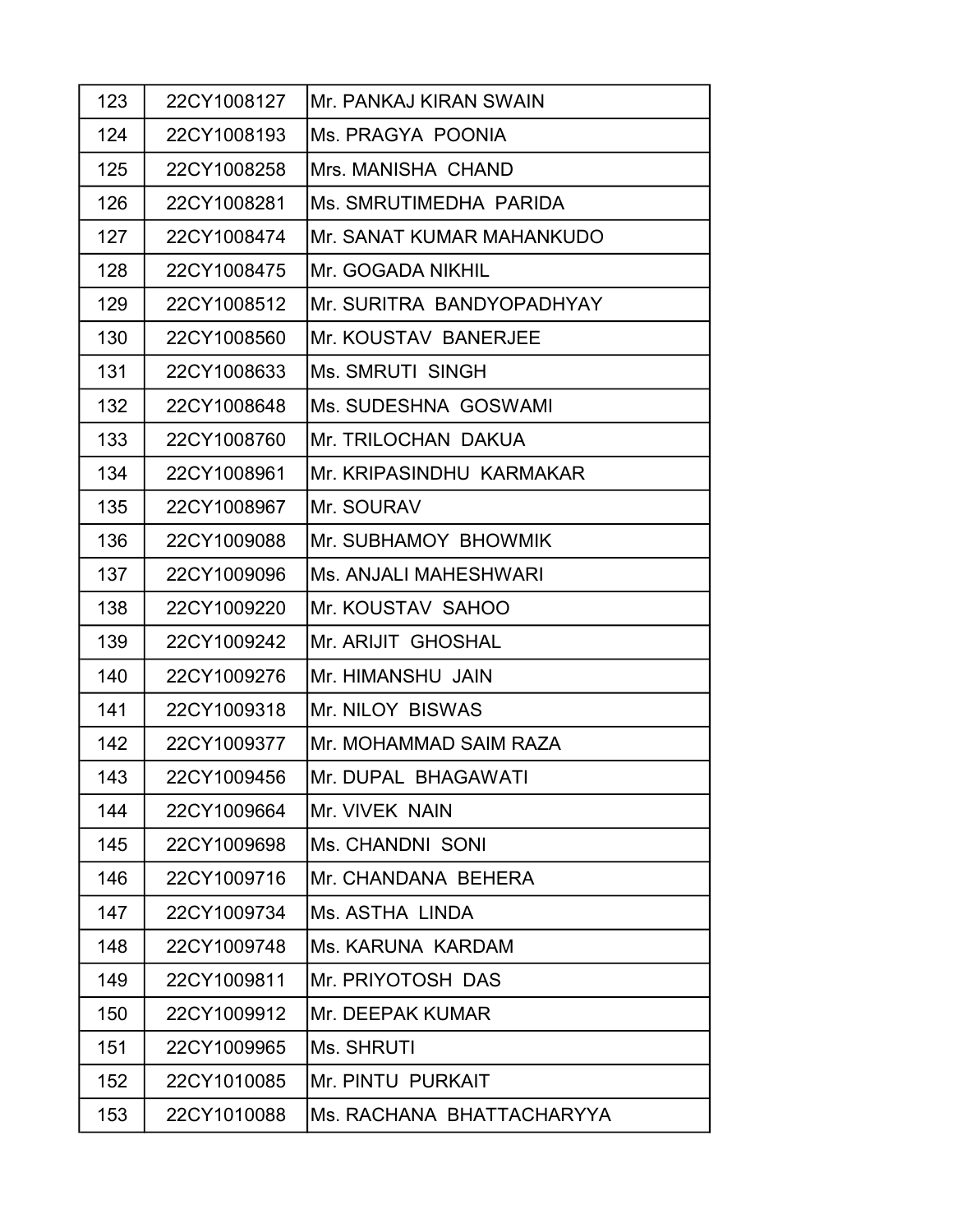| 123 | 22CY1008127 | Mr. PANKAJ KIRAN SWAIN |
|---|---|---|
| 124 | 22CY1008193 | Ms. PRAGYA POONIA |
| 125 | 22CY1008258 | Mrs. MANISHA CHAND |
| 126 | 22CY1008281 | Ms. SMRUTIMEDHA PARIDA |
| 127 | 22CY1008474 | Mr. SANAT KUMAR MAHANKUDO |
| 128 | 22CY1008475 | Mr. GOGADA NIKHIL |
| 129 | 22CY1008512 | Mr. SURITRA BANDYOPADHYAY |
| 130 | 22CY1008560 | Mr. KOUSTAV BANERJEE |
| 131 | 22CY1008633 | Ms. SMRUTI SINGH |
| 132 | 22CY1008648 | Ms. SUDESHNA GOSWAMI |
| 133 | 22CY1008760 | Mr. TRILOCHAN DAKUA |
| 134 | 22CY1008961 | Mr. KRIPASINDHU KARMAKAR |
| 135 | 22CY1008967 | Mr. SOURAV |
| 136 | 22CY1009088 | Mr. SUBHAMOY BHOWMIK |
| 137 | 22CY1009096 | Ms. ANJALI MAHESHWARI |
| 138 | 22CY1009220 | Mr. KOUSTAV SAHOO |
| 139 | 22CY1009242 | Mr. ARIJIT GHOSHAL |
| 140 | 22CY1009276 | Mr. HIMANSHU JAIN |
| 141 | 22CY1009318 | Mr. NILOY BISWAS |
| 142 | 22CY1009377 | Mr. MOHAMMAD SAIM RAZA |
| 143 | 22CY1009456 | Mr. DUPAL BHAGAWATI |
| 144 | 22CY1009664 | Mr. VIVEK NAIN |
| 145 | 22CY1009698 | Ms. CHANDNI SONI |
| 146 | 22CY1009716 | Mr. CHANDANA BEHERA |
| 147 | 22CY1009734 | Ms. ASTHA LINDA |
| 148 | 22CY1009748 | Ms. KARUNA KARDAM |
| 149 | 22CY1009811 | Mr. PRIYOTOSH DAS |
| 150 | 22CY1009912 | Mr. DEEPAK KUMAR |
| 151 | 22CY1009965 | Ms. SHRUTI |
| 152 | 22CY1010085 | Mr. PINTU PURKAIT |
| 153 | 22CY1010088 | Ms. RACHANA BHATTACHARYYA |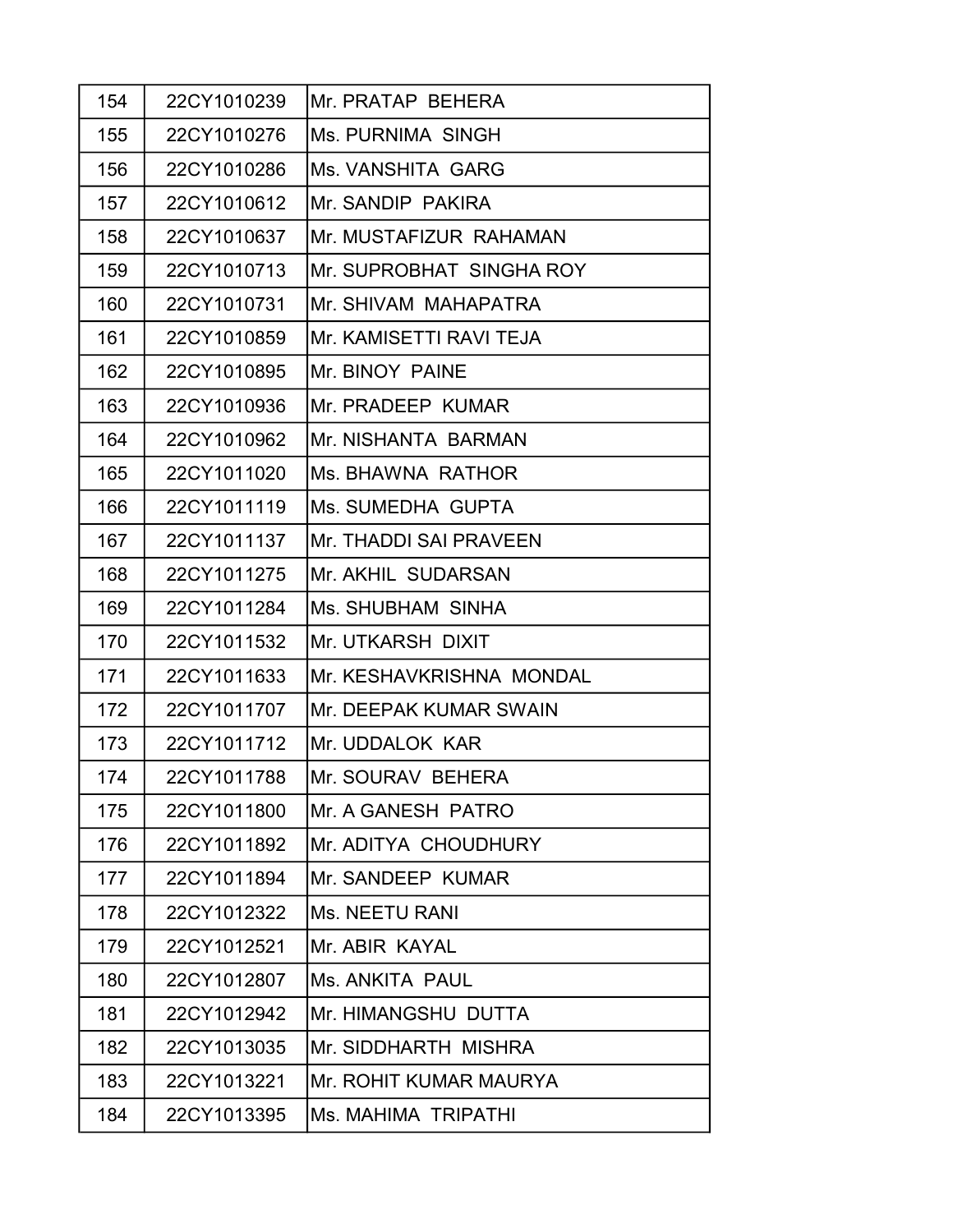| 154 | 22CY1010239 | Mr. PRATAP BEHERA |
|---|---|---|
| 155 | 22CY1010276 | Ms. PURNIMA SINGH |
| 156 | 22CY1010286 | Ms. VANSHITA GARG |
| 157 | 22CY1010612 | Mr. SANDIP PAKIRA |
| 158 | 22CY1010637 | Mr. MUSTAFIZUR RAHAMAN |
| 159 | 22CY1010713 | Mr. SUPROBHAT SINGHA ROY |
| 160 | 22CY1010731 | Mr. SHIVAM MAHAPATRA |
| 161 | 22CY1010859 | Mr. KAMISETTI RAVI TEJA |
| 162 | 22CY1010895 | Mr. BINOY PAINE |
| 163 | 22CY1010936 | Mr. PRADEEP KUMAR |
| 164 | 22CY1010962 | Mr. NISHANTA BARMAN |
| 165 | 22CY1011020 | Ms. BHAWNA RATHOR |
| 166 | 22CY1011119 | Ms. SUMEDHA GUPTA |
| 167 | 22CY1011137 | Mr. THADDI SAI PRAVEEN |
| 168 | 22CY1011275 | Mr. AKHIL SUDARSAN |
| 169 | 22CY1011284 | Ms. SHUBHAM SINHA |
| 170 | 22CY1011532 | Mr. UTKARSH DIXIT |
| 171 | 22CY1011633 | Mr. KESHAVKRISHNA MONDAL |
| 172 | 22CY1011707 | Mr. DEEPAK KUMAR SWAIN |
| 173 | 22CY1011712 | Mr. UDDALOK KAR |
| 174 | 22CY1011788 | Mr. SOURAV BEHERA |
| 175 | 22CY1011800 | Mr. A GANESH PATRO |
| 176 | 22CY1011892 | Mr. ADITYA CHOUDHURY |
| 177 | 22CY1011894 | Mr. SANDEEP KUMAR |
| 178 | 22CY1012322 | Ms. NEETU RANI |
| 179 | 22CY1012521 | Mr. ABIR KAYAL |
| 180 | 22CY1012807 | Ms. ANKITA PAUL |
| 181 | 22CY1012942 | Mr. HIMANGSHU DUTTA |
| 182 | 22CY1013035 | Mr. SIDDHARTH MISHRA |
| 183 | 22CY1013221 | Mr. ROHIT KUMAR MAURYA |
| 184 | 22CY1013395 | Ms. MAHIMA TRIPATHI |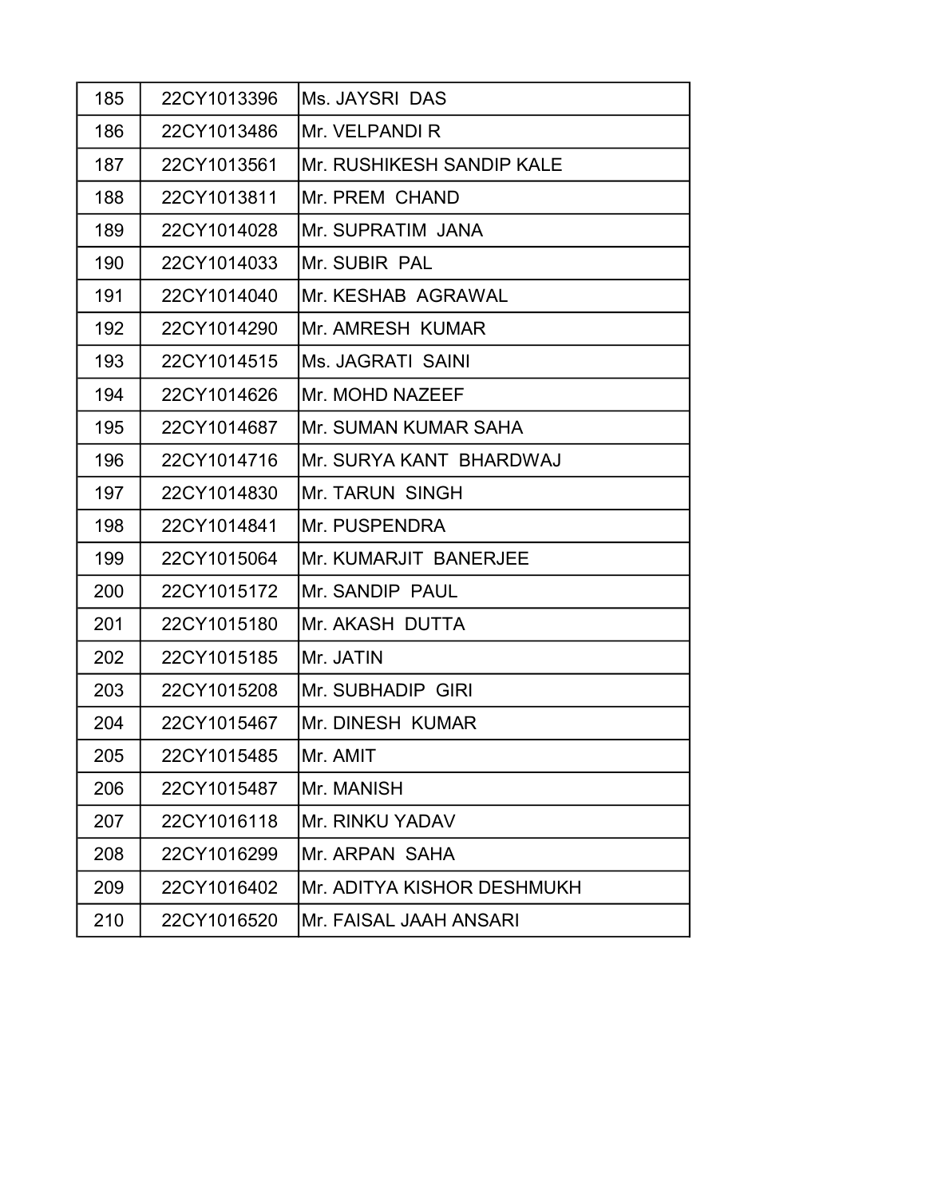| | | |
|---|---|---|
| 185 | 22CY1013396 | Ms. JAYSRI DAS |
| 186 | 22CY1013486 | Mr. VELPANDI R |
| 187 | 22CY1013561 | Mr. RUSHIKESH SANDIP KALE |
| 188 | 22CY1013811 | Mr. PREM CHAND |
| 189 | 22CY1014028 | Mr. SUPRATIM JANA |
| 190 | 22CY1014033 | Mr. SUBIR PAL |
| 191 | 22CY1014040 | Mr. KESHAB AGRAWAL |
| 192 | 22CY1014290 | Mr. AMRESH KUMAR |
| 193 | 22CY1014515 | Ms. JAGRATI SAINI |
| 194 | 22CY1014626 | Mr. MOHD NAZEEF |
| 195 | 22CY1014687 | Mr. SUMAN KUMAR SAHA |
| 196 | 22CY1014716 | Mr. SURYA KANT BHARDWAJ |
| 197 | 22CY1014830 | Mr. TARUN SINGH |
| 198 | 22CY1014841 | Mr. PUSPENDRA |
| 199 | 22CY1015064 | Mr. KUMARJIT BANERJEE |
| 200 | 22CY1015172 | Mr. SANDIP PAUL |
| 201 | 22CY1015180 | Mr. AKASH DUTTA |
| 202 | 22CY1015185 | Mr. JATIN |
| 203 | 22CY1015208 | Mr. SUBHADIP GIRI |
| 204 | 22CY1015467 | Mr. DINESH KUMAR |
| 205 | 22CY1015485 | Mr. AMIT |
| 206 | 22CY1015487 | Mr. MANISH |
| 207 | 22CY1016118 | Mr. RINKU YADAV |
| 208 | 22CY1016299 | Mr. ARPAN SAHA |
| 209 | 22CY1016402 | Mr. ADITYA KISHOR DESHMUKH |
| 210 | 22CY1016520 | Mr. FAISAL JAAH ANSARI |